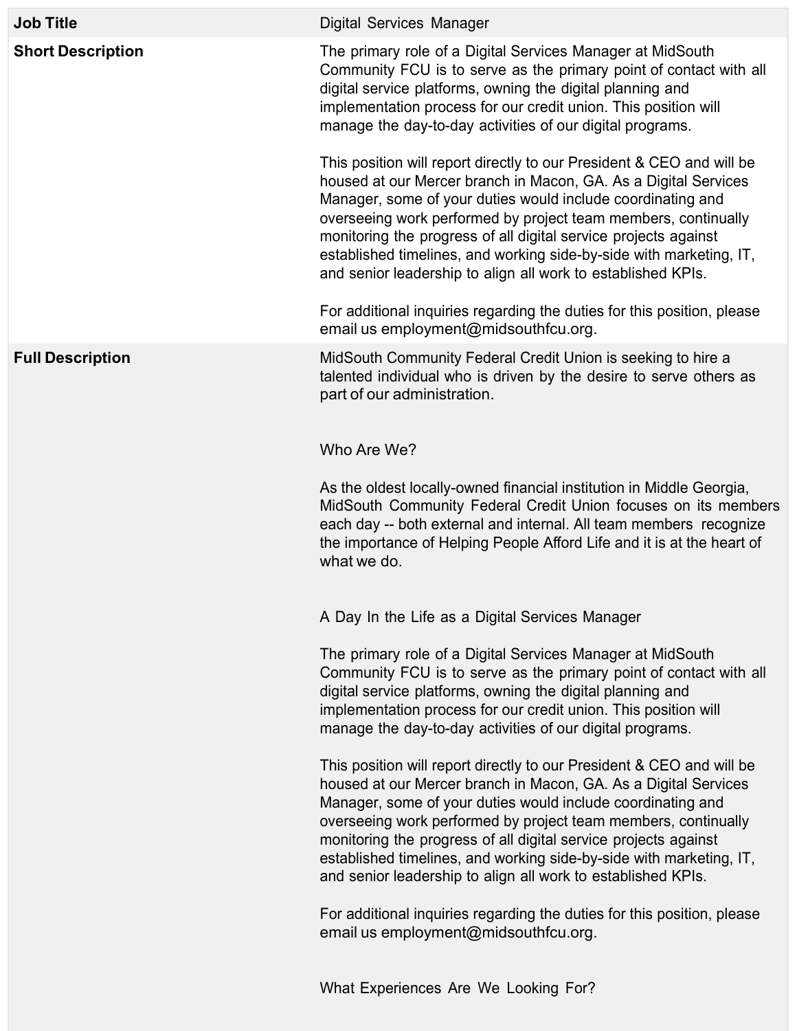| **Job Title** | Digital Services Manager |
|---|---|
| **Short Description** | The primary role of a Digital Services Manager at MidSouth Community FCU is to serve as the primary point of contact with all digital service platforms, owning the digital planning and implementation process for our credit union. This position will manage the day-to-day activities of our digital programs.<br><br>This position will report directly to our President & CEO and will be housed at our Mercer branch in Macon, GA. As a Digital Services Manager, some of your duties would include coordinating and overseeing work performed by project team members, continually monitoring the progress of all digital service projects against established timelines, and working side-by-side with marketing, IT, and senior leadership to align all work to established KPIs.<br><br>For additional inquiries regarding the duties for this position, please email us employment@midsouthfcu.org. |
| **Full Description** | MidSouth Community Federal Credit Union is seeking to hire a talented individual who is driven by the desire to serve others as part of our administration.<br><br>Who Are We?<br><br>As the oldest locally-owned financial institution in Middle Georgia, MidSouth Community Federal Credit Union focuses on its members each day -- both external and internal. All team members recognize the importance of Helping People Afford Life and it is at the heart of what we do.<br><br>A Day In the Life as a Digital Services Manager<br><br>The primary role of a Digital Services Manager at MidSouth Community FCU is to serve as the primary point of contact with all digital service platforms, owning the digital planning and implementation process for our credit union. This position will manage the day-to-day activities of our digital programs.<br><br>This position will report directly to our President & CEO and will be housed at our Mercer branch in Macon, GA. As a Digital Services Manager, some of your duties would include coordinating and overseeing work performed by project team members, continually monitoring the progress of all digital service projects against established timelines, and working side-by-side with marketing, IT, and senior leadership to align all work to established KPIs.<br><br>For additional inquiries regarding the duties for this position, please email us employment@midsouthfcu.org.<br><br>What Experiences Are We Looking For? |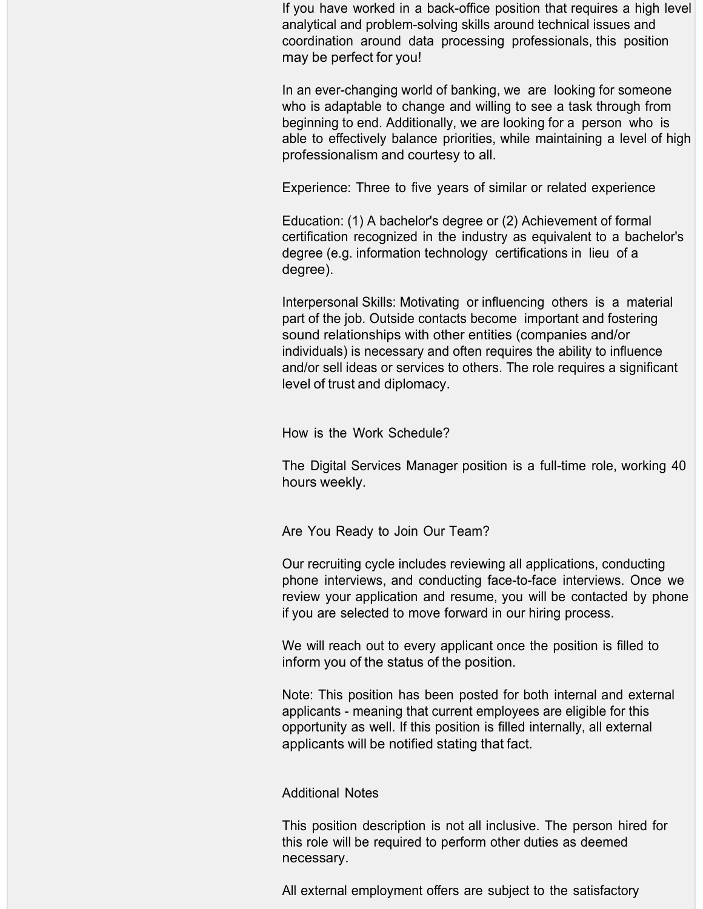If you have worked in a back-office position that requires a high level analytical and problem-solving skills around technical issues and coordination around data processing professionals, this position may be perfect for you!

In an ever-changing world of banking, we are looking for someone who is adaptable to change and willing to see a task through from beginning to end. Additionally, we are looking for a person who is able to effectively balance priorities, while maintaining a level of high professionalism and courtesy to all.

Experience: Three to five years of similar or related experience

Education: (1) A bachelor's degree or (2) Achievement of formal certification recognized in the industry as equivalent to a bachelor's degree (e.g. information technology certifications in lieu of a degree).

Interpersonal Skills: Motivating or influencing others is a material part of the job. Outside contacts become important and fostering sound relationships with other entities (companies and/or individuals) is necessary and often requires the ability to influence and/or sell ideas or services to others. The role requires a significant level of trust and diplomacy.

## How is the Work Schedule?

The Digital Services Manager position is a full-time role, working 40 hours weekly.

## Are You Ready to Join Our Team?

Our recruiting cycle includes reviewing all applications, conducting phone interviews, and conducting face-to-face interviews. Once we review your application and resume, you will be contacted by phone if you are selected to move forward in our hiring process.

We will reach out to every applicant once the position is filled to inform you of the status of the position.

Note: This position has been posted for both internal and external applicants - meaning that current employees are eligible for this opportunity as well. If this position is filled internally, all external applicants will be notified stating that fact.

## Additional Notes

This position description is not all inclusive. The person hired for this role will be required to perform other duties as deemed necessary.

All external employment offers are subject to the satisfactory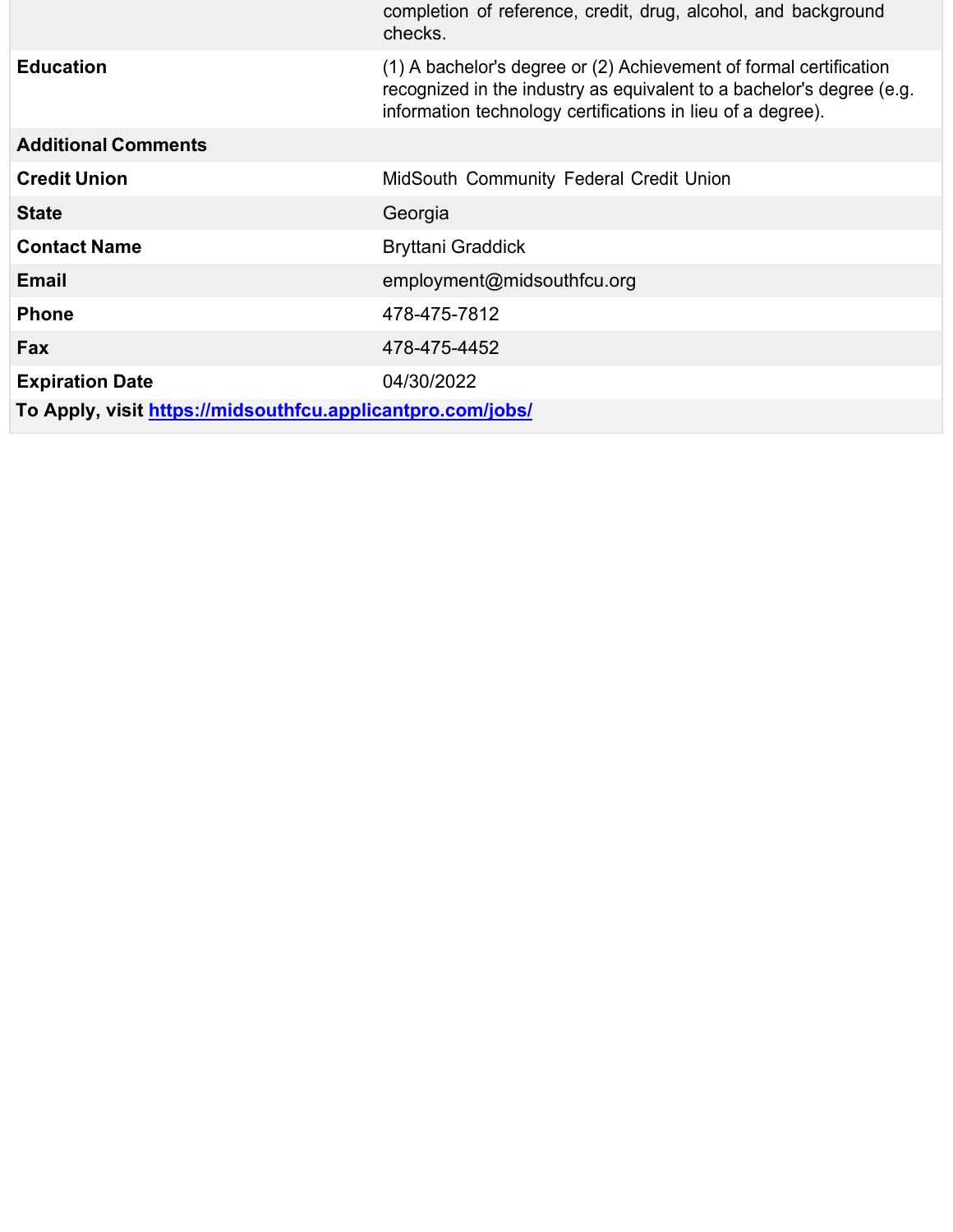| | |
|---|---|
| | completion of reference, credit, drug, alcohol, and background checks. |
| **Education** | (1) A bachelor's degree or (2) Achievement of formal certification recognized in the industry as equivalent to a bachelor's degree (e.g. information technology certifications in lieu of a degree). |
| **Additional Comments** | |
| **Credit Union** | MidSouth Community Federal Credit Union |
| **State** | Georgia |
| **Contact Name** | Bryttani Graddick |
| **Email** | employment@midsouthfcu.org |
| **Phone** | 478-475-7812 |
| **Fax** | 478-475-4452 |
| **Expiration Date** | 04/30/2022 |

**To Apply, visit [https://midsouthfcu.applicantpro.com/jobs/](https://midsouthfcu.applicantpro.com/jobs/)**